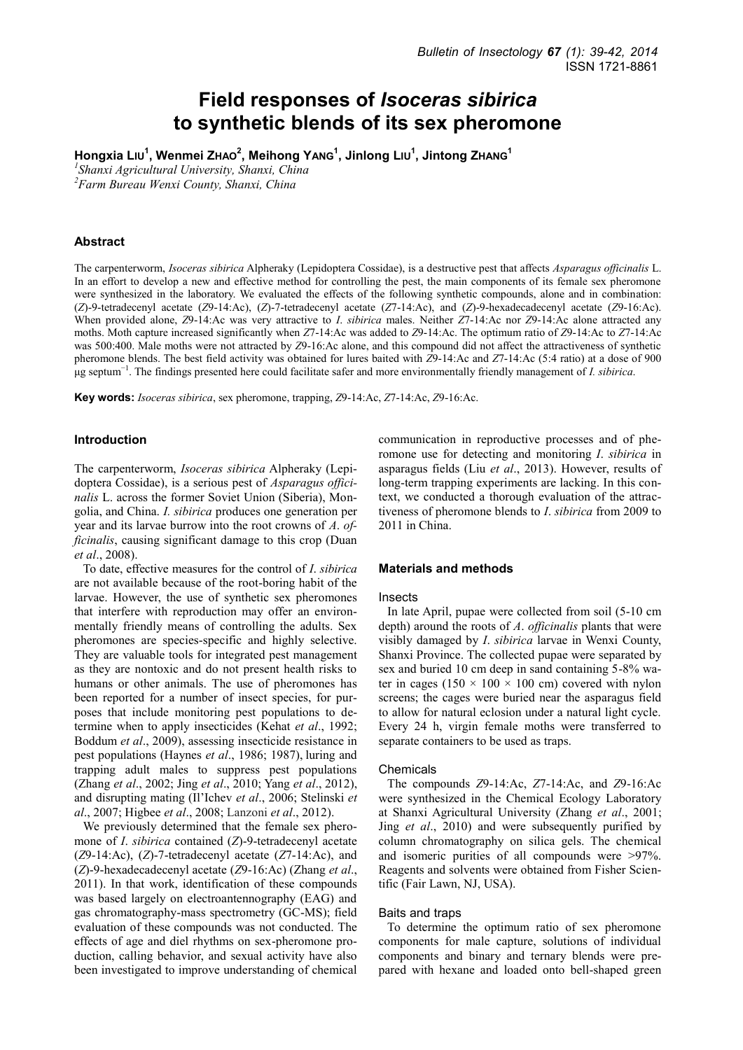# Field responses of *Isoceras sibirica* to synthetic blends of its sex pheromone

**Hongxia Liu[1], Wenmei Zhao[2], Meihong Yang[1], Jinlong Liu[1], Jintong Zhang[1]**

[1]*Shanxi Agricultural University, Shanxi, China*
[2]*Farm Bureau Wenxi County, Shanxi, China*

## Abstract

The carpenterworm, *Isoceras sibirica* Alpheraky (Lepidoptera Cossidae), is a destructive pest that affects *Asparagus officinalis* L. In an effort to develop a new and effective method for controlling the pest, the main components of its female sex pheromone were synthesized in the laboratory. We evaluated the effects of the following synthetic compounds, alone and in combination: (*Z*)-9-tetradecenyl acetate (*Z*9-14:Ac), (*Z*)-7-tetradecenyl acetate (*Z*7-14:Ac), and (*Z*)-9-hexadecadecenyl acetate (*Z*9-16:Ac). When provided alone, *Z*9-14:Ac was very attractive to *I. sibirica* males. Neither *Z*7-14:Ac nor *Z*9-14:Ac alone attracted any moths. Moth capture increased significantly when *Z*7-14:Ac was added to *Z*9-14:Ac. The optimum ratio of *Z*9-14:Ac to *Z*7-14:Ac was 500:400. Male moths were not attracted by *Z*9-16:Ac alone, and this compound did not affect the attractiveness of synthetic pheromone blends. The best field activity was obtained for lures baited with *Z*9-14:Ac and *Z*7-14:Ac (5:4 ratio) at a dose of 900 μg septum$^{-1}$. The findings presented here could facilitate safer and more environmentally friendly management of *I. sibirica*.

**Key words:** *Isoceras sibirica*, sex pheromone, trapping, *Z*9-14:Ac, *Z*7-14:Ac, *Z*9-16:Ac.

## Introduction

The carpenterworm, *Isoceras sibirica* Alpheraky (Lepidoptera Cossidae), is a serious pest of *Asparagus officinalis* L. across the former Soviet Union (Siberia), Mongolia, and China. *I. sibirica* produces one generation per year and its larvae burrow into the root crowns of *A. officinalis*, causing significant damage to this crop (Duan *et al*., 2008).

To date, effective measures for the control of *I. sibirica* are not available because of the root-boring habit of the larvae. However, the use of synthetic sex pheromones that interfere with reproduction may offer an environmentally friendly means of controlling the adults. Sex pheromones are species-specific and highly selective. They are valuable tools for integrated pest management as they are nontoxic and do not present health risks to humans or other animals. The use of pheromones has been reported for a number of insect species, for purposes that include monitoring pest populations to determine when to apply insecticides (Kehat *et al*., 1992; Boddum *et al*., 2009), assessing insecticide resistance in pest populations (Haynes *et al*., 1986; 1987), luring and trapping adult males to suppress pest populations (Zhang *et al*., 2002; Jing *et al*., 2010; Yang *et al*., 2012), and disrupting mating (Il'Ichev *et al*., 2006; Stelinski *et al*., 2007; Higbee *et al*., 2008; Lanzoni *et al*., 2012).

We previously determined that the female sex pheromone of *I. sibirica* contained (*Z*)-9-tetradecenyl acetate (*Z*9-14:Ac), (*Z*)-7-tetradecenyl acetate (*Z*7-14:Ac), and (*Z*)-9-hexadecadecenyl acetate (*Z*9-16:Ac) (Zhang *et al*., 2011). In that work, identification of these compounds was based largely on electroantennography (EAG) and gas chromatography-mass spectrometry (GC-MS); field evaluation of these compounds was not conducted. The effects of age and diel rhythms on sex-pheromone production, calling behavior, and sexual activity have also been investigated to improve understanding of chemical communication in reproductive processes and of pheromone use for detecting and monitoring *I. sibirica* in asparagus fields (Liu *et al*., 2013). However, results of long-term trapping experiments are lacking. In this context, we conducted a thorough evaluation of the attractiveness of pheromone blends to *I. sibirica* from 2009 to 2011 in China.

## Materials and methods

### Insects

In late April, pupae were collected from soil (5-10 cm depth) around the roots of *A. officinalis* plants that were visibly damaged by *I. sibirica* larvae in Wenxi County, Shanxi Province. The collected pupae were separated by sex and buried 10 cm deep in sand containing 5-8% water in cages (150 × 100 × 100 cm) covered with nylon screens; the cages were buried near the asparagus field to allow for natural eclosion under a natural light cycle. Every 24 h, virgin female moths were transferred to separate containers to be used as traps.

### Chemicals

The compounds *Z*9-14:Ac, *Z*7-14:Ac, and *Z*9-16:Ac were synthesized in the Chemical Ecology Laboratory at Shanxi Agricultural University (Zhang *et al*., 2001; Jing *et al*., 2010) and were subsequently purified by column chromatography on silica gels. The chemical and isomeric purities of all compounds were >97%. Reagents and solvents were obtained from Fisher Scientific (Fair Lawn, NJ, USA).

### Baits and traps

To determine the optimum ratio of sex pheromone components for male capture, solutions of individual components and binary and ternary blends were prepared with hexane and loaded onto bell-shaped green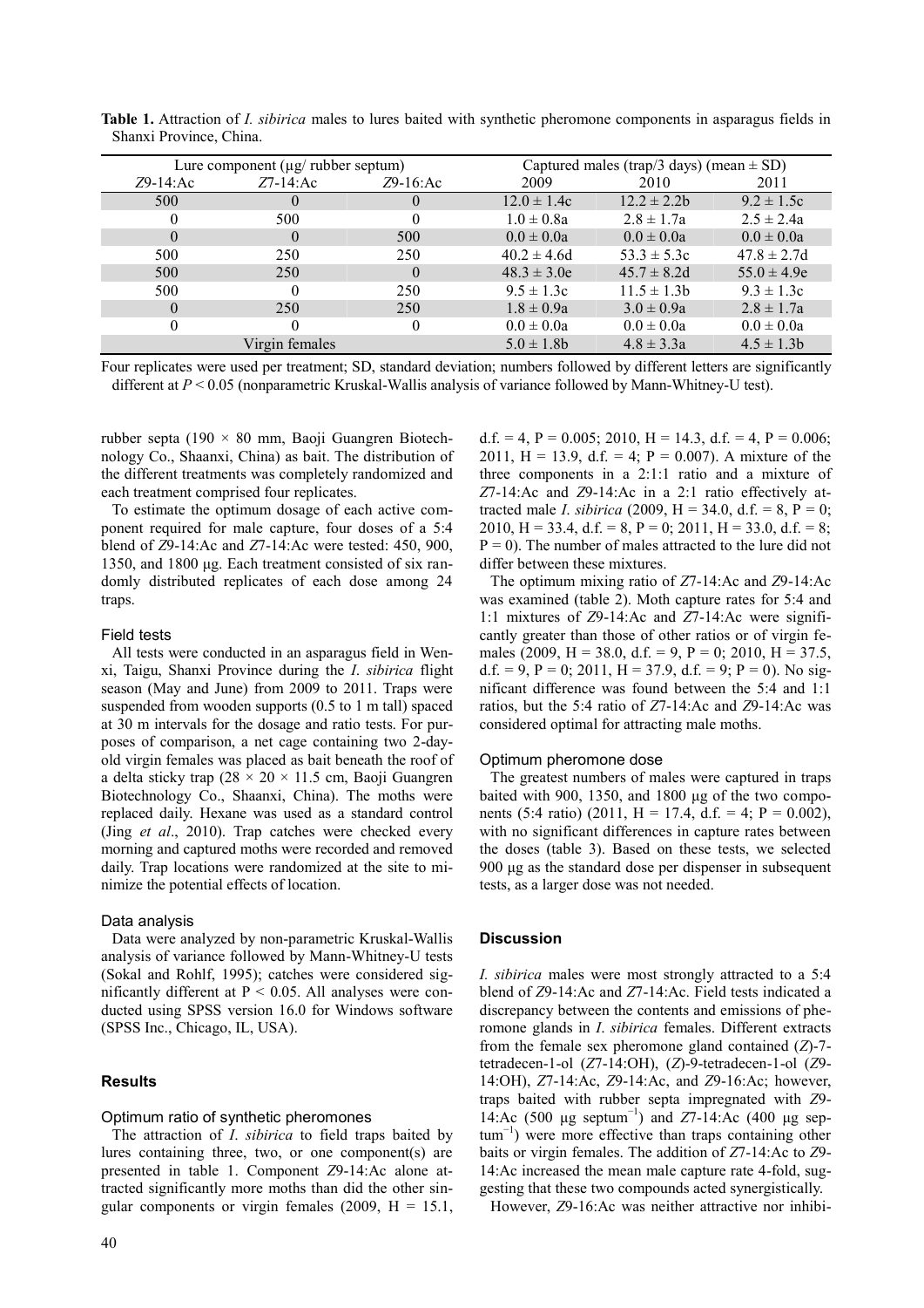**Table 1.** Attraction of *I. sibirica* males to lures baited with synthetic pheromone components in asparagus fields in Shanxi Province, China.

| Lure component (μg/ rubber septum) | | | Captured males (trap/3 days) (mean ± SD) | | |
|---|---|---|---|---|---|
| *Z*9-14:Ac | *Z*7-14:Ac | *Z*9-16:Ac | 2009 | 2010 | 2011 |
| 500 | 0 | 0 | 12.0 ± 1.4c | 12.2 ± 2.2b | 9.2 ± 1.5c |
| 0 | 500 | 0 | 1.0 ± 0.8a | 2.8 ± 1.7a | 2.5 ± 2.4a |
| 0 | 0 | 500 | 0.0 ± 0.0a | 0.0 ± 0.0a | 0.0 ± 0.0a |
| 500 | 250 | 250 | 40.2 ± 4.6d | 53.3 ± 5.3c | 47.8 ± 2.7d |
| 500 | 250 | 0 | 48.3 ± 3.0e | 45.7 ± 8.2d | 55.0 ± 4.9e |
| 500 | 0 | 250 | 9.5 ± 1.3c | 11.5 ± 1.3b | 9.3 ± 1.3c |
| 0 | 250 | 250 | 1.8 ± 0.9a | 3.0 ± 0.9a | 2.8 ± 1.7a |
| 0 | 0 | 0 | 0.0 ± 0.0a | 0.0 ± 0.0a | 0.0 ± 0.0a |
| Virgin females | | | 5.0 ± 1.8b | 4.8 ± 3.3a | 4.5 ± 1.3b |

Four replicates were used per treatment; SD, standard deviation; numbers followed by different letters are significantly different at $P < 0.05$ (nonparametric Kruskal-Wallis analysis of variance followed by Mann-Whitney-U test).

rubber septa (190 × 80 mm, Baoji Guangren Biotechnology Co., Shaanxi, China) as bait. The distribution of the different treatments was completely randomized and each treatment comprised four replicates.

To estimate the optimum dosage of each active component required for male capture, four doses of a 5:4 blend of *Z*9-14:Ac and *Z*7-14:Ac were tested: 450, 900, 1350, and 1800 μg. Each treatment consisted of six randomly distributed replicates of each dose among 24 traps.

### Field tests

All tests were conducted in an asparagus field in Wenxi, Taigu, Shanxi Province during the *I. sibirica* flight season (May and June) from 2009 to 2011. Traps were suspended from wooden supports (0.5 to 1 m tall) spaced at 30 m intervals for the dosage and ratio tests. For purposes of comparison, a net cage containing two 2-day-old virgin females was placed as bait beneath the roof of a delta sticky trap (28 × 20 × 11.5 cm, Baoji Guangren Biotechnology Co., Shaanxi, China). The moths were replaced daily. Hexane was used as a standard control (Jing *et al*., 2010). Trap catches were checked every morning and captured moths were recorded and removed daily. Trap locations were randomized at the site to minimize the potential effects of location.

### Data analysis

Data were analyzed by non-parametric Kruskal-Wallis analysis of variance followed by Mann-Whitney-U tests (Sokal and Rohlf, 1995); catches were considered significantly different at $P < 0.05$. All analyses were conducted using SPSS version 16.0 for Windows software (SPSS Inc., Chicago, IL, USA).

## Results

### Optimum ratio of synthetic pheromones

The attraction of *I. sibirica* to field traps baited by lures containing three, two, or one component(s) are presented in table 1. Component *Z*9-14:Ac alone attracted significantly more moths than did the other singular components or virgin females (2009, $H = 15.1$, d.f. = 4, $P = 0.005$; 2010, $H = 14.3$, d.f. = 4, $P = 0.006$; 2011, $H = 13.9$, d.f. = 4; $P = 0.007$). A mixture of the three components in a 2:1:1 ratio and a mixture of *Z*7-14:Ac and *Z*9-14:Ac in a 2:1 ratio effectively attracted male *I. sibirica* (2009, $H = 34.0$, d.f. = 8, $P = 0$; 2010, $H = 33.4$, d.f. = 8, $P = 0$; 2011, $H = 33.0$, d.f. = 8; $P = 0$). The number of males attracted to the lure did not differ between these mixtures.

The optimum mixing ratio of *Z*7-14:Ac and *Z*9-14:Ac was examined (table 2). Moth capture rates for 5:4 and 1:1 mixtures of *Z*9-14:Ac and *Z*7-14:Ac were significantly greater than those of other ratios or of virgin females (2009, $H = 38.0$, d.f. = 9, $P = 0$; 2010, $H = 37.5$, d.f. = 9, $P = 0$; 2011, $H = 37.9$, d.f. = 9; $P = 0$). No significant difference was found between the 5:4 and 1:1 ratios, but the 5:4 ratio of *Z*7-14:Ac and *Z*9-14:Ac was considered optimal for attracting male moths.

### Optimum pheromone dose

The greatest numbers of males were captured in traps baited with 900, 1350, and 1800 μg of the two components (5:4 ratio) (2011, $H = 17.4$, d.f. = 4; $P = 0.002$), with no significant differences in capture rates between the doses (table 3). Based on these tests, we selected 900 μg as the standard dose per dispenser in subsequent tests, as a larger dose was not needed.

## Discussion

*I. sibirica* males were most strongly attracted to a 5:4 blend of *Z*9-14:Ac and *Z*7-14:Ac. Field tests indicated a discrepancy between the contents and emissions of pheromone glands in *I. sibirica* females. Different extracts from the female sex pheromone gland contained (*Z*)-7-tetradecen-1-ol (*Z*7-14:OH), (*Z*)-9-tetradecen-1-ol (*Z*9-14:OH), *Z*7-14:Ac, *Z*9-14:Ac, and *Z*9-16:Ac; however, traps baited with rubber septa impregnated with *Z*9-14:Ac (500 μg septum$^{-1}$) and *Z*7-14:Ac (400 μg septum$^{-1}$) were more effective than traps containing other baits or virgin females. The addition of *Z*7-14:Ac to *Z*9-14:Ac increased the mean male capture rate 4-fold, suggesting that these two compounds acted synergistically.

However, *Z*9-16:Ac was neither attractive nor inhibi-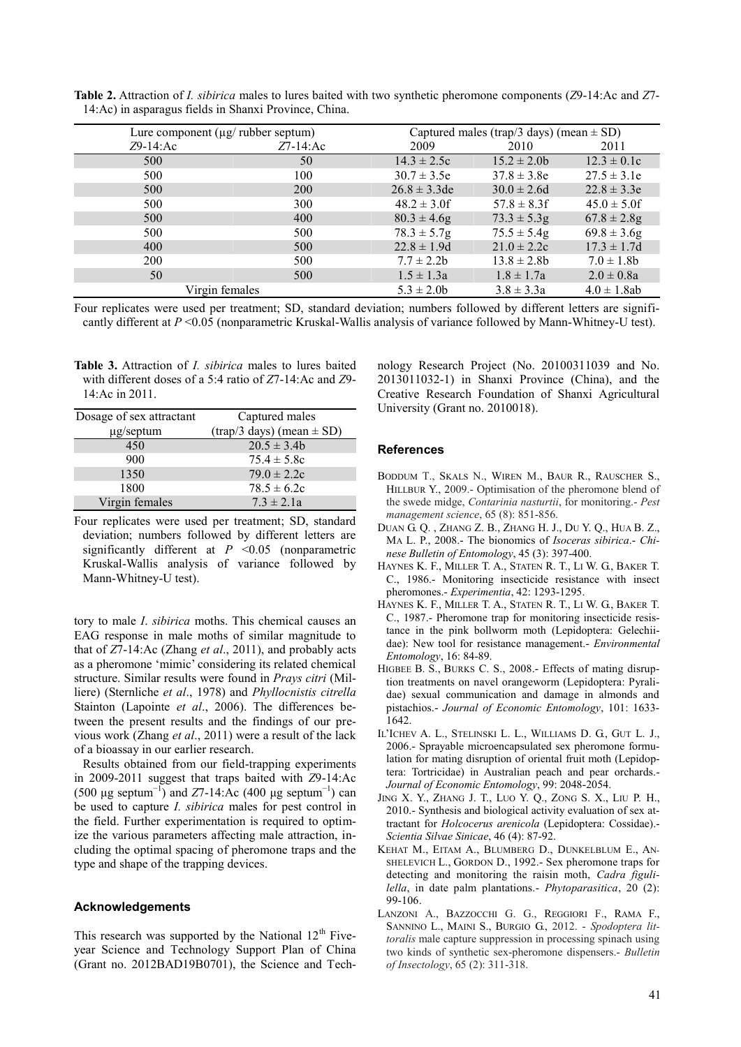**Table 2.** Attraction of *I. sibirica* males to lures baited with two synthetic pheromone components (*Z*9-14:Ac and *Z*7-14:Ac) in asparagus fields in Shanxi Province, China.

| Lure component (μg/ rubber septum) | | Captured males (trap/3 days) (mean ± SD) | | |
|---|---|---|---|---|
| *Z*9-14:Ac | *Z*7-14:Ac | 2009 | 2010 | 2011 |
| 500 | 50 | 14.3 ± 2.5c | 15.2 ± 2.0b | 12.3 ± 0.1c |
| 500 | 100 | 30.7 ± 3.5e | 37.8 ± 3.8e | 27.5 ± 3.1e |
| 500 | 200 | 26.8 ± 3.3de | 30.0 ± 2.6d | 22.8 ± 3.3e |
| 500 | 300 | 48.2 ± 3.0f | 57.8 ± 8.3f | 45.0 ± 5.0f |
| 500 | 400 | 80.3 ± 4.6g | 73.3 ± 5.3g | 67.8 ± 2.8g |
| 500 | 500 | 78.3 ± 5.7g | 75.5 ± 5.4g | 69.8 ± 3.6g |
| 400 | 500 | 22.8 ± 1.9d | 21.0 ± 2.2c | 17.3 ± 1.7d |
| 200 | 500 | 7.7 ± 2.2b | 13.8 ± 2.8b | 7.0 ± 1.8b |
| 50 | 500 | 1.5 ± 1.3a | 1.8 ± 1.7a | 2.0 ± 0.8a |
| Virgin females | | 5.3 ± 2.0b | 3.8 ± 3.3a | 4.0 ± 1.8ab |

Four replicates were used per treatment; SD, standard deviation; numbers followed by different letters are significantly different at $P < 0.05$ (nonparametric Kruskal-Wallis analysis of variance followed by Mann-Whitney-U test).

**Table 3.** Attraction of *I. sibirica* males to lures baited with different doses of a 5:4 ratio of *Z*7-14:Ac and *Z*9-14:Ac in 2011.

| Dosage of sex attractant μg/septum | Captured males (trap/3 days) (mean ± SD) |
|---|---|
| 450 | 20.5 ± 3.4b |
| 900 | 75.4 ± 5.8c |
| 1350 | 79.0 ± 2.2c |
| 1800 | 78.5 ± 6.2c |
| Virgin females | 7.3 ± 2.1a |

Four replicates were used per treatment; SD, standard deviation; numbers followed by different letters are significantly different at $P < 0.05$ (nonparametric Kruskal-Wallis analysis of variance followed by Mann-Whitney-U test).

tory to male *I. sibirica* moths. This chemical causes an EAG response in male moths of similar magnitude to that of *Z*7-14:Ac (Zhang *et al*., 2011), and probably acts as a pheromone 'mimic' considering its related chemical structure. Similar results were found in *Prays citri* (Milliere) (Sternliche *et al*., 1978) and *Phyllocnistis citrella* Stainton (Lapointe *et al*., 2006). The differences between the present results and the findings of our previous work (Zhang *et al*., 2011) were a result of the lack of a bioassay in our earlier research.

Results obtained from our field-trapping experiments in 2009-2011 suggest that traps baited with *Z*9-14:Ac (500 μg septum$^{-1}$) and *Z*7-14:Ac (400 μg septum$^{-1}$) can be used to capture *I. sibirica* males for pest control in the field. Further experimentation is required to optimize the various parameters affecting male attraction, including the optimal spacing of pheromone traps and the type and shape of the trapping devices.

## Acknowledgements

This research was supported by the National 12$^{th}$ Five-year Science and Technology Support Plan of China (Grant no. 2012BAD19B0701), the Science and Technology Research Project (No. 20100311039 and No. 2013011032-1) in Shanxi Province (China), and the Creative Research Foundation of Shanxi Agricultural University (Grant no. 2010018).

## References

BODDUM T., SKALS N., WIREN M., BAUR R., RAUSCHER S., HILLBUR Y., 2009.- Optimisation of the pheromone blend of the swede midge, *Contarinia nasturtii*, for monitoring.- *Pest management science*, 65 (8): 851-856.

DUAN G. Q. , ZHANG Z. B., ZHANG H. J., DU Y. Q., HUA B. Z., MA L. P., 2008.- The bionomics of *Isoceras sibirica*.- *Chinese Bulletin of Entomology*, 45 (3): 397-400.

HAYNES K. F., MILLER T. A., STATEN R. T., LI W. G., BAKER T. C., 1986.- Monitoring insecticide resistance with insect pheromones.- *Experimentia*, 42: 1293-1295.

HAYNES K. F., MILLER T. A., STATEN R. T., LI W. G., BAKER T. C., 1987.- Pheromone trap for monitoring insecticide resistance in the pink bollworm moth (Lepidoptera: Gelechiidae): New tool for resistance management.- *Environmental Entomology*, 16: 84-89.

HIGBEE B. S., BURKS C. S., 2008.- Effects of mating disruption treatments on navel orangeworm (Lepidoptera: Pyralidae) sexual communication and damage in almonds and pistachios.- *Journal of Economic Entomology*, 101: 1633-1642.

IL'ICHEV A. L., STELINSKI L. L., WILLIAMS D. G., GUT L. J., 2006.- Sprayable microencapsulated sex pheromone formulation for mating disruption of oriental fruit moth (Lepidoptera: Tortricidae) in Australian peach and pear orchards.- *Journal of Economic Entomology*, 99: 2048-2054.

JING X. Y., ZHANG J. T., LUO Y. Q., ZONG S. X., LIU P. H., 2010.- Synthesis and biological activity evaluation of sex attractant for *Holcocerus arenicola* (Lepidoptera: Cossidae).- *Scientia Silvae Sinicae*, 46 (4): 87-92.

KEHAT M., EITAM A., BLUMBERG D., DUNKELBLUM E., ANSHELEVICH L., GORDON D., 1992.- Sex pheromone traps for detecting and monitoring the raisin moth, *Cadra figulilella*, in date palm plantations.- *Phytoparasitica*, 20 (2): 99-106.

LANZONI A., BAZZOCCHI G. G., REGGIORI F., RAMA F., SANNINO L., MAINI S., BURGIO G., 2012. - *Spodoptera littoralis* male capture suppression in processing spinach using two kinds of synthetic sex-pheromone dispensers.- *Bulletin of Insectology*, 65 (2): 311-318.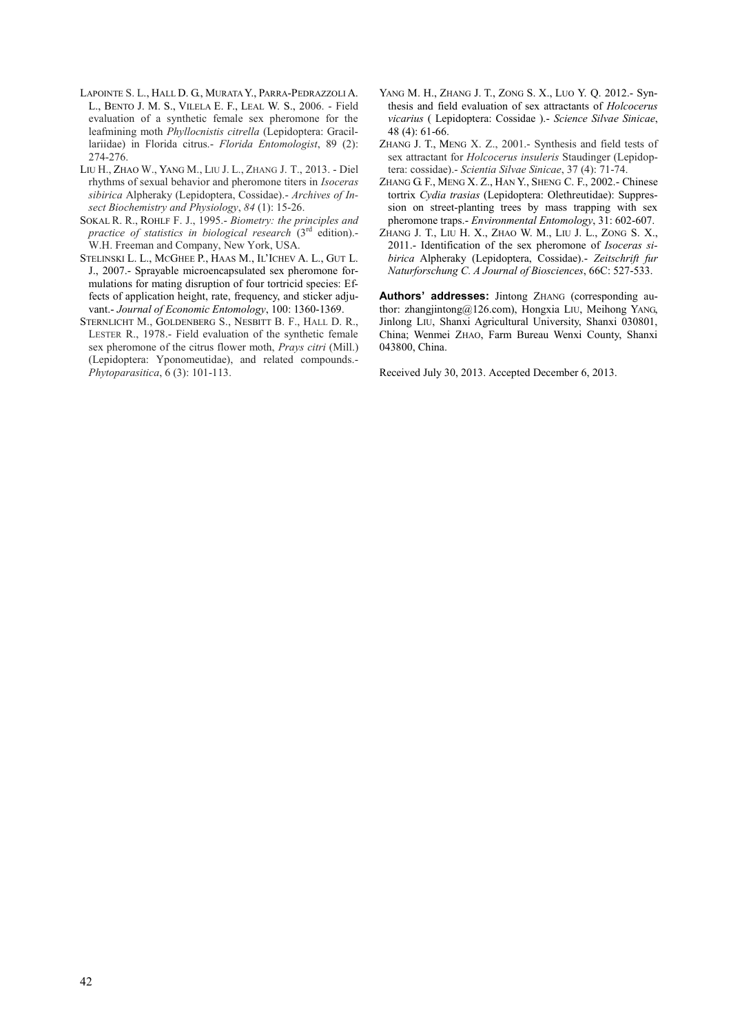LAPOINTE S. L., HALL D. G., MURATA Y., PARRA-PEDRAZZOLI A. L., BENTO J. M. S., VILELA E. F., LEAL W. S., 2006. - Field evaluation of a synthetic female sex pheromone for the leafmining moth *Phyllocnistis citrella* (Lepidoptera: Gracillariidae) in Florida citrus.- *Florida Entomologist*, 89 (2): 274-276.

LIU H., ZHAO W., YANG M., LIU J. L., ZHANG J. T., 2013. - Diel rhythms of sexual behavior and pheromone titers in *Isoceras sibirica* Alpheraky (Lepidoptera, Cossidae).- *Archives of Insect Biochemistry and Physiology*, *84* (1): 15-26.

SOKAL R. R., ROHLF F. J., 1995.- *Biometry: the principles and practice of statistics in biological research* (3rd edition).- W.H. Freeman and Company, New York, USA.

STELINSKI L. L., MCGHEE P., HAAS M., IL'ICHEV A. L., GUT L. J., 2007.- Sprayable microencapsulated sex pheromone formulations for mating disruption of four tortricid species: Effects of application height, rate, frequency, and sticker adjuvant.- *Journal of Economic Entomology*, 100: 1360-1369.

STERNLICHT M., GOLDENBERG S., NESBITT B. F., HALL D. R., LESTER R., 1978.- Field evaluation of the synthetic female sex pheromone of the citrus flower moth, *Prays citri* (Mill.) (Lepidoptera: Yponomeutidae), and related compounds.- *Phytoparasitica*, 6 (3): 101-113.

YANG M. H., ZHANG J. T., ZONG S. X., LUO Y. Q. 2012.- Synthesis and field evaluation of sex attractants of *Holcocerus vicarius* ( Lepidoptera: Cossidae ).- *Science Silvae Sinicae*, 48 (4): 61-66.

ZHANG J. T., MENG X. Z., 2001.- Synthesis and field tests of sex attractant for *Holcocerus insuleris* Staudinger (Lepidoptera: cossidae).- *Scientia Silvae Sinicae*, 37 (4): 71-74.

ZHANG G. F., MENG X. Z., HAN Y., SHENG C. F., 2002.- Chinese tortrix *Cydia trasias* (Lepidoptera: Olethreutidae): Suppression on street-planting trees by mass trapping with sex pheromone traps.- *Environmental Entomology*, 31: 602-607.

ZHANG J. T., LIU H. X., ZHAO W. M., LIU J. L., ZONG S. X., 2011.- Identification of the sex pheromone of *Isoceras sibirica* Alpheraky (Lepidoptera, Cossidae).- *Zeitschrift fur Naturforschung C. A Journal of Biosciences*, 66C: 527-533.

**Authors' addresses:** Jintong ZHANG (corresponding author: zhangjintong@126.com), Hongxia LIU, Meihong YANG, Jinlong LIU, Shanxi Agricultural University, Shanxi 030801, China; Wenmei ZHAO, Farm Bureau Wenxi County, Shanxi 043800, China.

Received July 30, 2013. Accepted December 6, 2013.